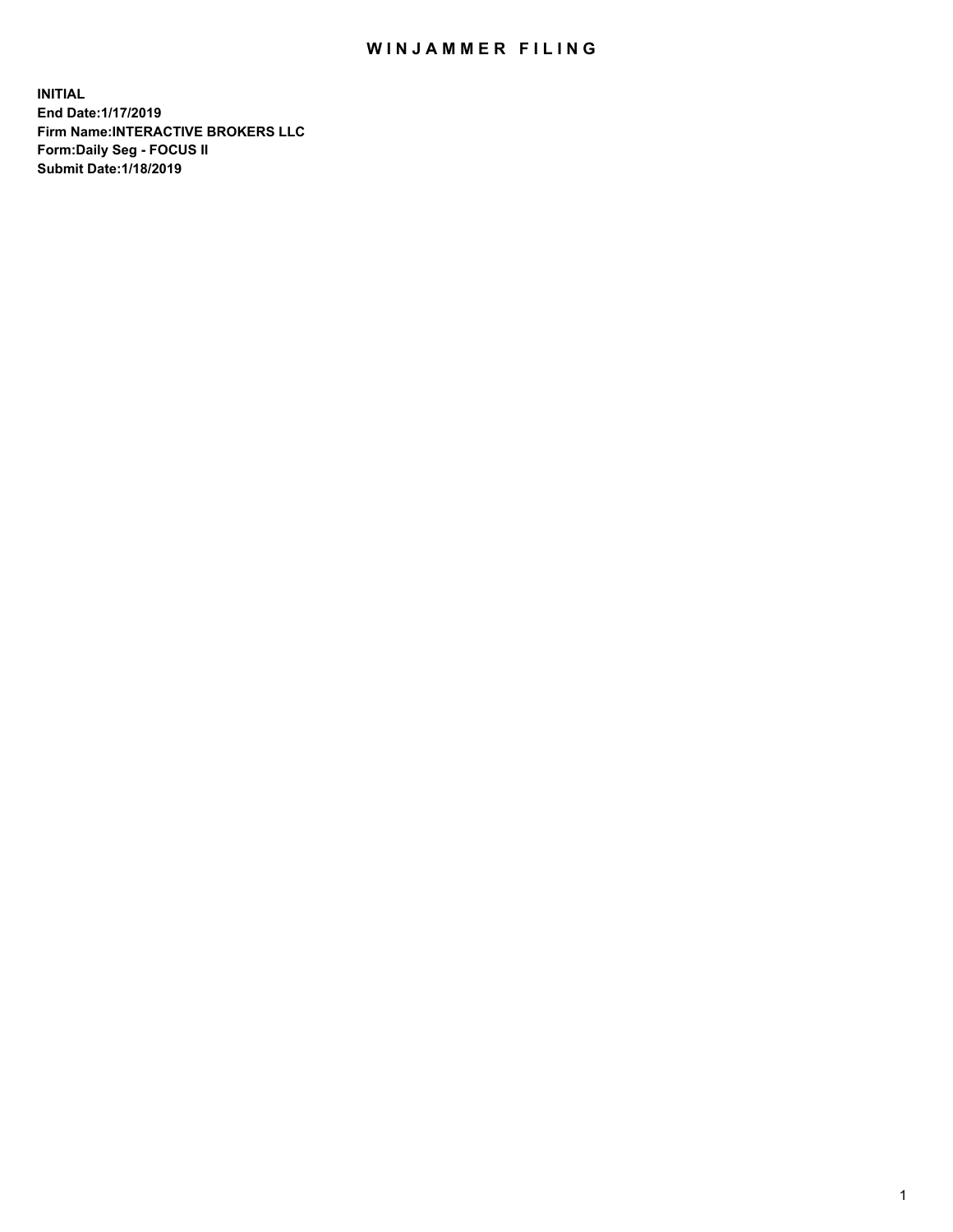# WINJAMMER FILING

**INITIAL**
**End Date:1/17/2019**
**Firm Name:INTERACTIVE BROKERS LLC**
**Form:Daily Seg - FOCUS II**
**Submit Date:1/18/2019**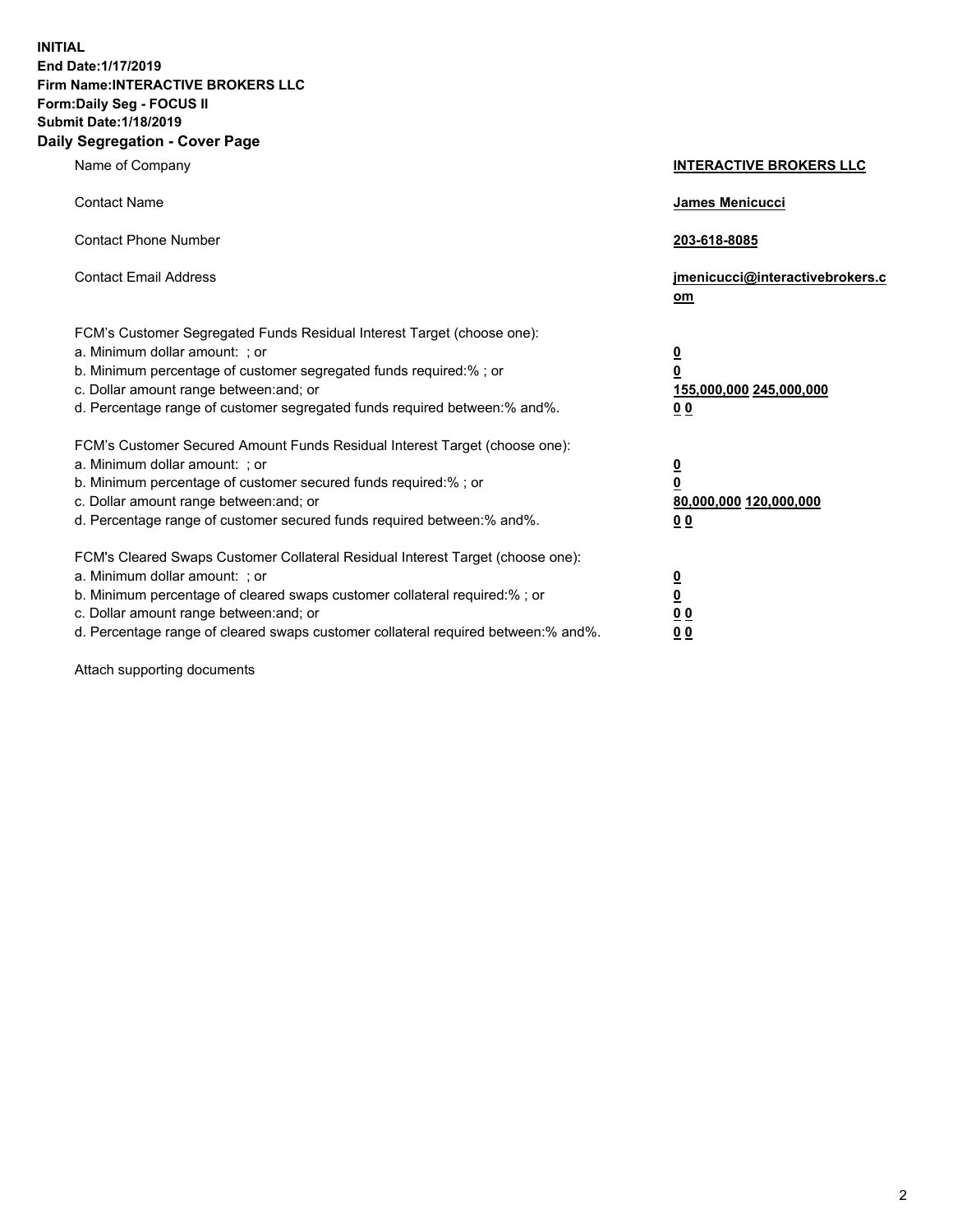**INITIAL**
**End Date:1/17/2019**
**Firm Name:INTERACTIVE BROKERS LLC**
**Form:Daily Seg - FOCUS II**
**Submit Date:1/18/2019**
**Daily Segregation - Cover Page**

| | |
|---|---|
| Name of Company | **INTERACTIVE BROKERS LLC** |
| Contact Name | **James Menicucci** |
| Contact Phone Number | **203-618-8085** |
| Contact Email Address | **jmenicucci@interactivebrokers.com** |

FCM's Customer Segregated Funds Residual Interest Target (choose one):

| | |
|---|---|
| a. Minimum dollar amount: ; or | **0** |
| b. Minimum percentage of customer segregated funds required:% ; or | **0** |
| c. Dollar amount range between:and; or | **155,000,000** **245,000,000** |
| d. Percentage range of customer segregated funds required between:% and%. | **0** **0** |

FCM's Customer Secured Amount Funds Residual Interest Target (choose one):

| | |
|---|---|
| a. Minimum dollar amount: ; or | **0** |
| b. Minimum percentage of customer secured funds required:% ; or | **0** |
| c. Dollar amount range between:and; or | **80,000,000** **120,000,000** |
| d. Percentage range of customer secured funds required between:% and%. | **0** **0** |

FCM's Cleared Swaps Customer Collateral Residual Interest Target (choose one):

| | |
|---|---|
| a. Minimum dollar amount: ; or | **0** |
| b. Minimum percentage of cleared swaps customer collateral required:% ; or | **0** |
| c. Dollar amount range between:and; or | **0** **0** |
| d. Percentage range of cleared swaps customer collateral required between:% and%. | **0** **0** |

Attach supporting documents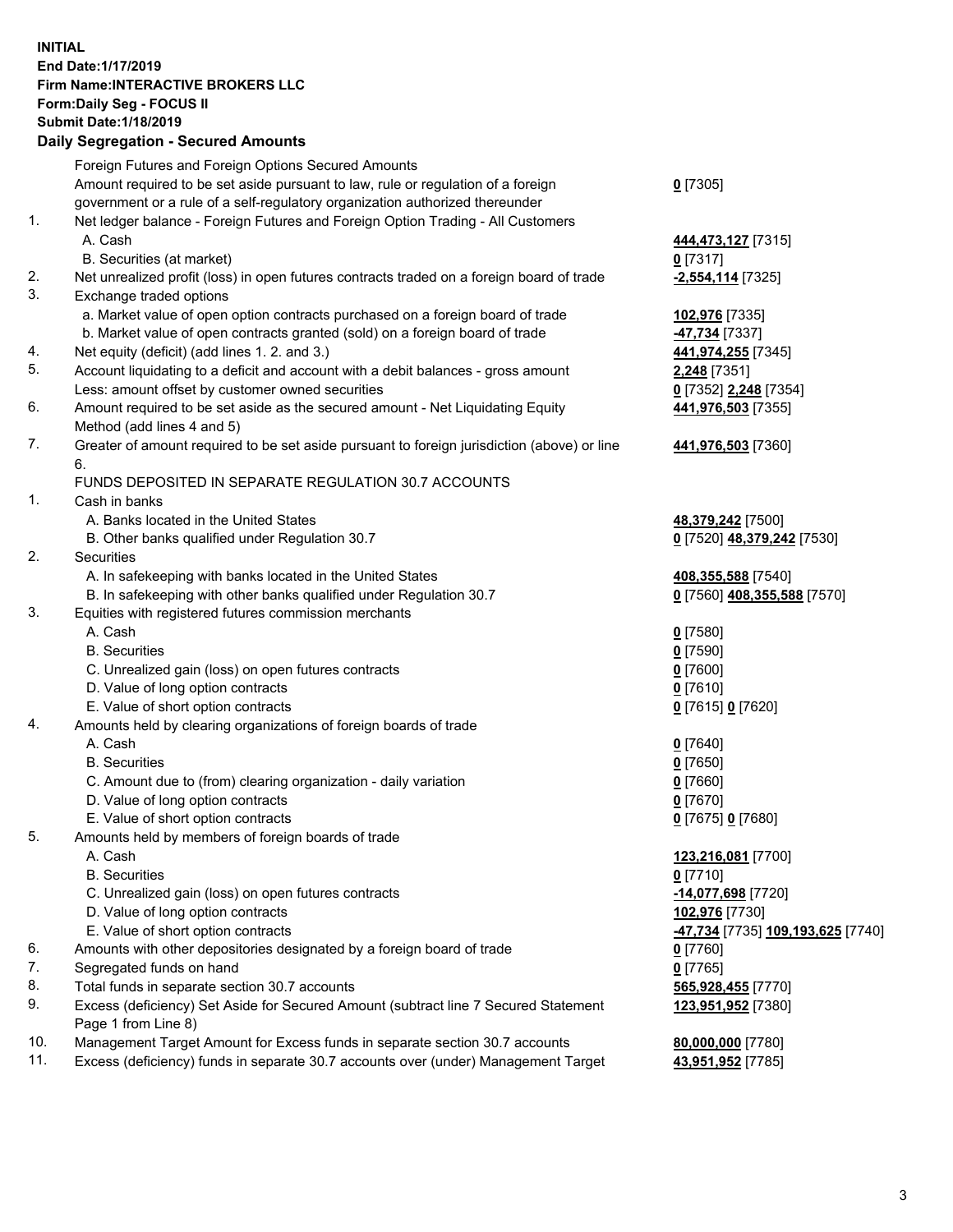**INITIAL**
**End Date:1/17/2019**
**Firm Name:INTERACTIVE BROKERS LLC**
**Form:Daily Seg - FOCUS II**
**Submit Date:1/18/2019**

**Daily Segregation - Secured Amounts**

| | | |
|---|---|---|
| | Foreign Futures and Foreign Options Secured Amounts | |
| | Amount required to be set aside pursuant to law, rule or regulation of a foreign government or a rule of a self-regulatory organization authorized thereunder | **0** [7305] |
| 1. | Net ledger balance - Foreign Futures and Foreign Option Trading - All Customers | |
| | A. Cash | **444,473,127** [7315] |
| | B. Securities (at market) | **0** [7317] |
| 2. | Net unrealized profit (loss) in open futures contracts traded on a foreign board of trade | **-2,554,114** [7325] |
| 3. | Exchange traded options | |
| | a. Market value of open option contracts purchased on a foreign board of trade | **102,976** [7335] |
| | b. Market value of open contracts granted (sold) on a foreign board of trade | **-47,734** [7337] |
| 4. | Net equity (deficit) (add lines 1. 2. and 3.) | **441,974,255** [7345] |
| 5. | Account liquidating to a deficit and account with a debit balances - gross amount | **2,248** [7351] |
| | Less: amount offset by customer owned securities | **0** [7352] **2,248** [7354] |
| 6. | Amount required to be set aside as the secured amount - Net Liquidating Equity Method (add lines 4 and 5) | **441,976,503** [7355] |
| 7. | Greater of amount required to be set aside pursuant to foreign jurisdiction (above) or line 6. | **441,976,503** [7360] |
| | FUNDS DEPOSITED IN SEPARATE REGULATION 30.7 ACCOUNTS | |
| 1. | Cash in banks | |
| | A. Banks located in the United States | **48,379,242** [7500] |
| | B. Other banks qualified under Regulation 30.7 | **0** [7520] **48,379,242** [7530] |
| 2. | Securities | |
| | A. In safekeeping with banks located in the United States | **408,355,588** [7540] |
| | B. In safekeeping with other banks qualified under Regulation 30.7 | **0** [7560] **408,355,588** [7570] |
| 3. | Equities with registered futures commission merchants | |
| | A. Cash | **0** [7580] |
| | B. Securities | **0** [7590] |
| | C. Unrealized gain (loss) on open futures contracts | **0** [7600] |
| | D. Value of long option contracts | **0** [7610] |
| | E. Value of short option contracts | **0** [7615] **0** [7620] |
| 4. | Amounts held by clearing organizations of foreign boards of trade | |
| | A. Cash | **0** [7640] |
| | B. Securities | **0** [7650] |
| | C. Amount due to (from) clearing organization - daily variation | **0** [7660] |
| | D. Value of long option contracts | **0** [7670] |
| | E. Value of short option contracts | **0** [7675] **0** [7680] |
| 5. | Amounts held by members of foreign boards of trade | |
| | A. Cash | **123,216,081** [7700] |
| | B. Securities | **0** [7710] |
| | C. Unrealized gain (loss) on open futures contracts | **-14,077,698** [7720] |
| | D. Value of long option contracts | **102,976** [7730] |
| | E. Value of short option contracts | **-47,734** [7735] **109,193,625** [7740] |
| 6. | Amounts with other depositories designated by a foreign board of trade | **0** [7760] |
| 7. | Segregated funds on hand | **0** [7765] |
| 8. | Total funds in separate section 30.7 accounts | **565,928,455** [7770] |
| 9. | Excess (deficiency) Set Aside for Secured Amount (subtract line 7 Secured Statement Page 1 from Line 8) | **123,951,952** [7380] |
| 10. | Management Target Amount for Excess funds in separate section 30.7 accounts | **80,000,000** [7780] |
| 11. | Excess (deficiency) funds in separate 30.7 accounts over (under) Management Target | **43,951,952** [7785] |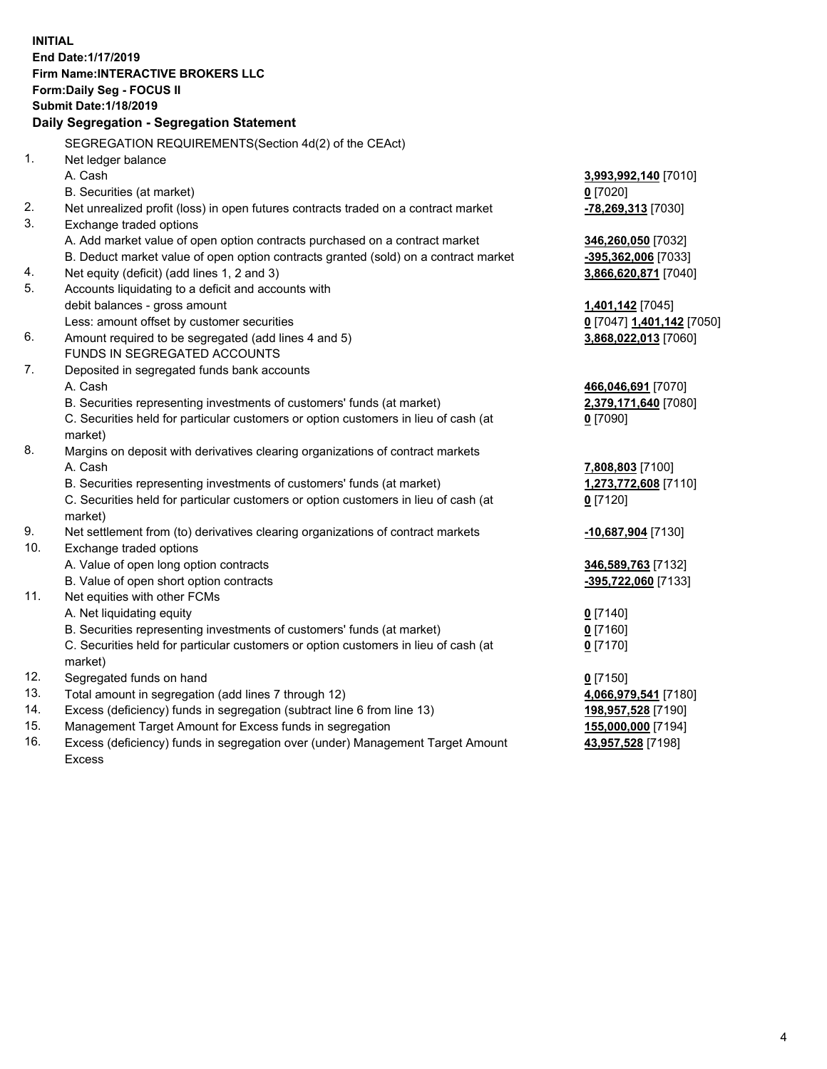**INITIAL**
**End Date:1/17/2019**
**Firm Name:INTERACTIVE BROKERS LLC**
**Form:Daily Seg - FOCUS II**
**Submit Date:1/18/2019**

## Daily Segregation - Segregation Statement

SEGREGATION REQUIREMENTS(Section 4d(2) of the CEAct)

| | | |
|---|---|---|
| 1. | Net ledger balance | |
| | A. Cash | **3,993,992,140** [7010] |
| | B. Securities (at market) | **0** [7020] |
| 2. | Net unrealized profit (loss) in open futures contracts traded on a contract market | **-78,269,313** [7030] |
| 3. | Exchange traded options | |
| | A. Add market value of open option contracts purchased on a contract market | **346,260,050** [7032] |
| | B. Deduct market value of open option contracts granted (sold) on a contract market | **-395,362,006** [7033] |
| 4. | Net equity (deficit) (add lines 1, 2 and 3) | **3,866,620,871** [7040] |
| 5. | Accounts liquidating to a deficit and accounts with debit balances - gross amount | **1,401,142** [7045] |
| | Less: amount offset by customer securities | **0** [7047] **1,401,142** [7050] |
| 6. | Amount required to be segregated (add lines 4 and 5) | **3,868,022,013** [7060] |
| | FUNDS IN SEGREGATED ACCOUNTS | |
| 7. | Deposited in segregated funds bank accounts | |
| | A. Cash | **466,046,691** [7070] |
| | B. Securities representing investments of customers' funds (at market) | **2,379,171,640** [7080] |
| | C. Securities held for particular customers or option customers in lieu of cash (at market) | **0** [7090] |
| 8. | Margins on deposit with derivatives clearing organizations of contract markets | |
| | A. Cash | **7,808,803** [7100] |
| | B. Securities representing investments of customers' funds (at market) | **1,273,772,608** [7110] |
| | C. Securities held for particular customers or option customers in lieu of cash (at market) | **0** [7120] |
| 9. | Net settlement from (to) derivatives clearing organizations of contract markets | **-10,687,904** [7130] |
| 10. | Exchange traded options | |
| | A. Value of open long option contracts | **346,589,763** [7132] |
| | B. Value of open short option contracts | **-395,722,060** [7133] |
| 11. | Net equities with other FCMs | |
| | A. Net liquidating equity | **0** [7140] |
| | B. Securities representing investments of customers' funds (at market) | **0** [7160] |
| | C. Securities held for particular customers or option customers in lieu of cash (at market) | **0** [7170] |
| 12. | Segregated funds on hand | **0** [7150] |
| 13. | Total amount in segregation (add lines 7 through 12) | **4,066,979,541** [7180] |
| 14. | Excess (deficiency) funds in segregation (subtract line 6 from line 13) | **198,957,528** [7190] |
| 15. | Management Target Amount for Excess funds in segregation | **155,000,000** [7194] |
| 16. | Excess (deficiency) funds in segregation over (under) Management Target Amount Excess | **43,957,528** [7198] |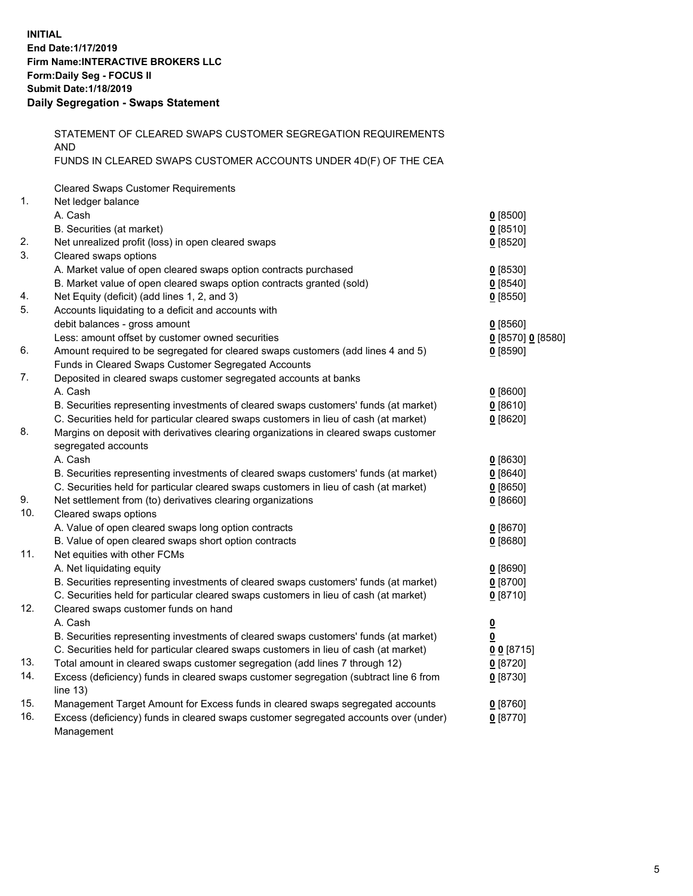**INITIAL**
**End Date:1/17/2019**
**Firm Name:INTERACTIVE BROKERS LLC**
**Form:Daily Seg - FOCUS II**
**Submit Date:1/18/2019**
**Daily Segregation - Swaps Statement**

STATEMENT OF CLEARED SWAPS CUSTOMER SEGREGATION REQUIREMENTS AND FUNDS IN CLEARED SWAPS CUSTOMER ACCOUNTS UNDER 4D(F) OF THE CEA

| | | |
|---|---|---|
| | Cleared Swaps Customer Requirements | |
| 1. | Net ledger balance | |
| | A. Cash | 0 [8500] |
| | B. Securities (at market) | 0 [8510] |
| 2. | Net unrealized profit (loss) in open cleared swaps | 0 [8520] |
| 3. | Cleared swaps options | |
| | A. Market value of open cleared swaps option contracts purchased | 0 [8530] |
| | B. Market value of open cleared swaps option contracts granted (sold) | 0 [8540] |
| 4. | Net Equity (deficit) (add lines 1, 2, and 3) | 0 [8550] |
| 5. | Accounts liquidating to a deficit and accounts with debit balances - gross amount | 0 [8560] |
| | Less: amount offset by customer owned securities | 0 [8570] 0 [8580] |
| 6. | Amount required to be segregated for cleared swaps customers (add lines 4 and 5) | 0 [8590] |
| | Funds in Cleared Swaps Customer Segregated Accounts | |
| 7. | Deposited in cleared swaps customer segregated accounts at banks | |
| | A. Cash | 0 [8600] |
| | B. Securities representing investments of cleared swaps customers' funds (at market) | 0 [8610] |
| | C. Securities held for particular cleared swaps customers in lieu of cash (at market) | 0 [8620] |
| 8. | Margins on deposit with derivatives clearing organizations in cleared swaps customer segregated accounts | |
| | A. Cash | 0 [8630] |
| | B. Securities representing investments of cleared swaps customers' funds (at market) | 0 [8640] |
| | C. Securities held for particular cleared swaps customers in lieu of cash (at market) | 0 [8650] |
| 9. | Net settlement from (to) derivatives clearing organizations | 0 [8660] |
| 10. | Cleared swaps options | |
| | A. Value of open cleared swaps long option contracts | 0 [8670] |
| | B. Value of open cleared swaps short option contracts | 0 [8680] |
| 11. | Net equities with other FCMs | |
| | A. Net liquidating equity | 0 [8690] |
| | B. Securities representing investments of cleared swaps customers' funds (at market) | 0 [8700] |
| | C. Securities held for particular cleared swaps customers in lieu of cash (at market) | 0 [8710] |
| 12. | Cleared swaps customer funds on hand | |
| | A. Cash | 0 |
| | B. Securities representing investments of cleared swaps customers' funds (at market) | 0 |
| | C. Securities held for particular cleared swaps customers in lieu of cash (at market) | 0 0 [8715] |
| 13. | Total amount in cleared swaps customer segregation (add lines 7 through 12) | 0 [8720] |
| 14. | Excess (deficiency) funds in cleared swaps customer segregation (subtract line 6 from line 13) | 0 [8730] |
| 15. | Management Target Amount for Excess funds in cleared swaps segregated accounts | 0 [8760] |
| 16. | Excess (deficiency) funds in cleared swaps customer segregated accounts over (under) Management | 0 [8770] |